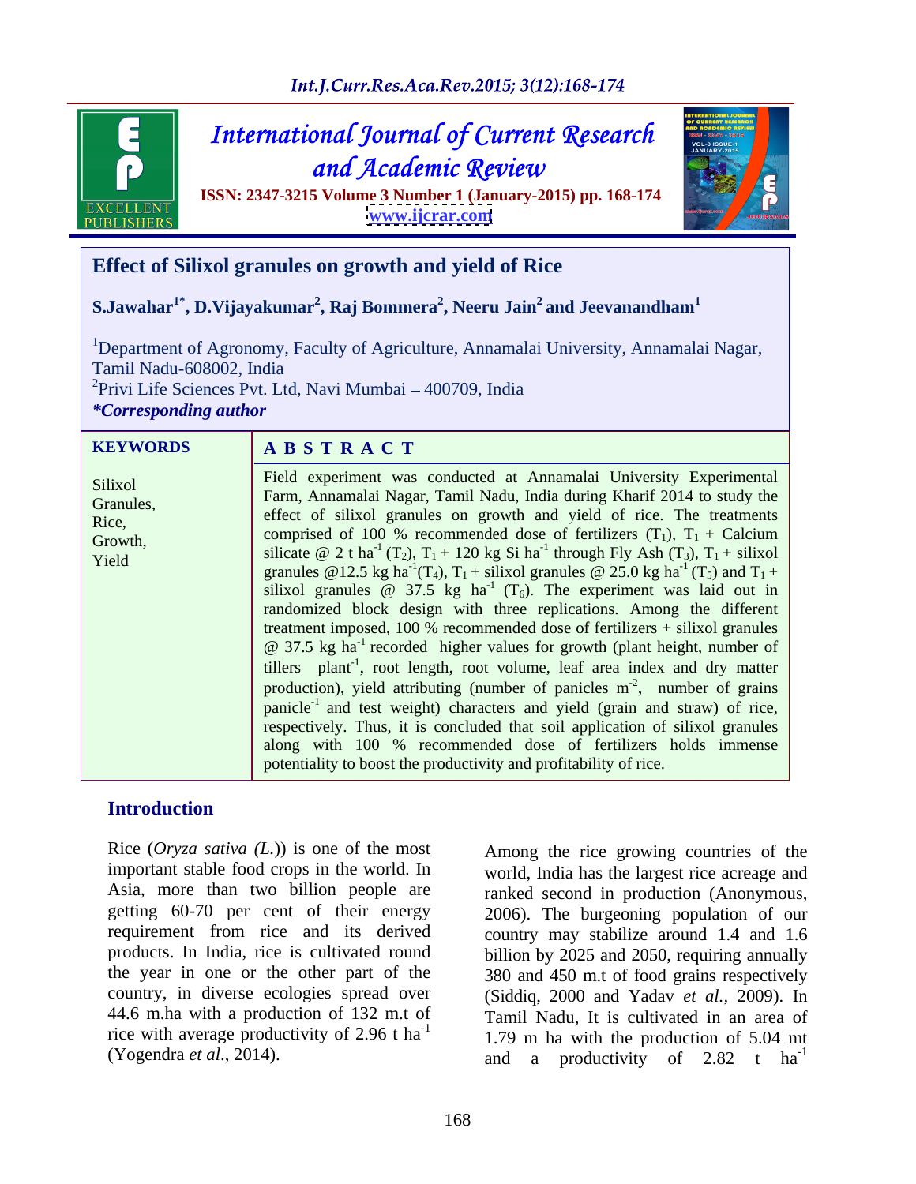International Journal of Current Research and Academic Review

ISSN: 2347-3215 Volume 3 Number 1 (January-2015) pp. 168-174

www.ijcrar.com

# Effect of Silixol granules on growth and yield of Rice

**S.Jawahar[1*], D.Vijayakumar[2], Raj Bommera[2], Neeru Jain[2] and Jeevanandham[1]**

[1]Department of Agronomy, Faculty of Agriculture, Annamalai University, Annamalai Nagar, Tamil Nadu-608002, India

[2]Privi Life Sciences Pvt. Ltd, Navi Mumbai – 400709, India

*\*Corresponding author*

**KEYWORDS**

Silixol Granules, Rice, Growth, Yield

**A B S T R A C T**

Field experiment was conducted at Annamalai University Experimental Farm, Annamalai Nagar, Tamil Nadu, India during Kharif 2014 to study the effect of silixol granules on growth and yield of rice. The treatments comprised of 100 % recommended dose of fertilizers ($T_1$), $T_1$ + Calcium silicate @ 2 t ha$^{-1}$ ($T_2$), $T_1$ + 120 kg Si ha$^{-1}$ through Fly Ash ($T_3$), $T_1$ + silixol granules @12.5 kg ha$^{-1}$($T_4$), $T_1$ + silixol granules @ 25.0 kg ha$^{-1}$ ($T_5$) and $T_1$ + silixol granules @ 37.5 kg ha$^{-1}$ ($T_6$). The experiment was laid out in randomized block design with three replications. Among the different treatment imposed, 100 % recommended dose of fertilizers + silixol granules @ 37.5 kg ha$^{-1}$ recorded higher values for growth (plant height, number of tillers plant$^{-1}$, root length, root volume, leaf area index and dry matter production), yield attributing (number of panicles m$^{-2}$, number of grains panicle$^{-1}$ and test weight) characters and yield (grain and straw) of rice, respectively. Thus, it is concluded that soil application of silixol granules along with 100 % recommended dose of fertilizers holds immense potentiality to boost the productivity and profitability of rice.

## Introduction

Rice (*Oryza sativa (L.)*) is one of the most important stable food crops in the world. In Asia, more than two billion people are getting 60-70 per cent of their energy requirement from rice and its derived products. In India, rice is cultivated round the year in one or the other part of the country, in diverse ecologies spread over 44.6 m.ha with a production of 132 m.t of rice with average productivity of 2.96 t ha$^{-1}$ (Yogendra *et al*., 2014).

Among the rice growing countries of the world, India has the largest rice acreage and ranked second in production (Anonymous, 2006). The burgeoning population of our country may stabilize around 1.4 and 1.6 billion by 2025 and 2050, requiring annually 380 and 450 m.t of food grains respectively (Siddiq, 2000 and Yadav *et al.*, 2009). In Tamil Nadu, It is cultivated in an area of 1.79 m ha with the production of 5.04 mt and a productivity of 2.82 t ha$^{-1}$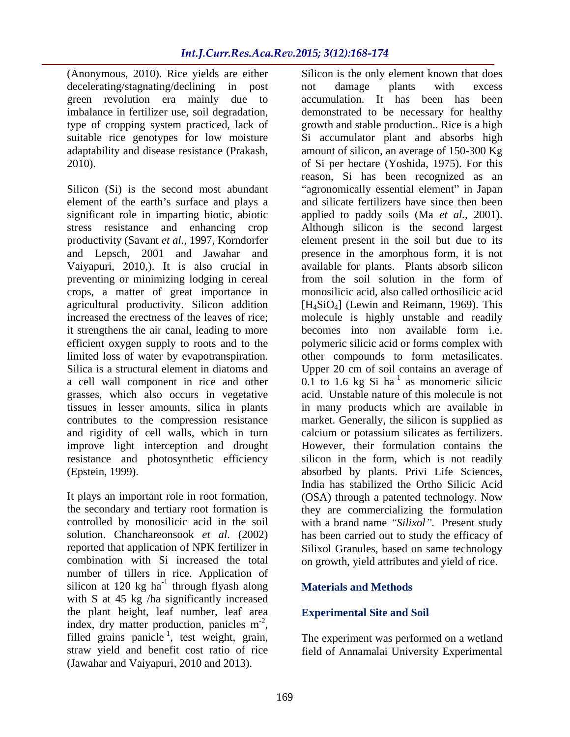(Anonymous, 2010). Rice yields are either decelerating/stagnating/declining in post green revolution era mainly due to imbalance in fertilizer use, soil degradation, type of cropping system practiced, lack of suitable rice genotypes for low moisture adaptability and disease resistance (Prakash, 2010).

Silicon (Si) is the second most abundant element of the earth's surface and plays a significant role in imparting biotic, abiotic stress resistance and enhancing crop productivity (Savant *et al.*, 1997, Korndorfer and Lepsch, 2001 and Jawahar and Vaiyapuri, 2010,). It is also crucial in preventing or minimizing lodging in cereal crops, a matter of great importance in agricultural productivity. Silicon addition increased the erectness of the leaves of rice; it strengthens the air canal, leading to more efficient oxygen supply to roots and to the limited loss of water by evapotranspiration. Silica is a structural element in diatoms and a cell wall component in rice and other grasses, which also occurs in vegetative tissues in lesser amounts, silica in plants contributes to the compression resistance and rigidity of cell walls, which in turn improve light interception and drought resistance and photosynthetic efficiency (Epstein, 1999).

It plays an important role in root formation, the secondary and tertiary root formation is controlled by monosilicic acid in the soil solution. Chanchareonsook *et al*. (2002) reported that application of NPK fertilizer in combination with Si increased the total number of tillers in rice. Application of silicon at 120 kg $ha^{-1}$ through flyash along with S at 45 kg /ha significantly increased the plant height, leaf number, leaf area index, dry matter production, panicles $m^{-2}$, filled grains $panicle^{-1}$, test weight, grain, straw yield and benefit cost ratio of rice (Jawahar and Vaiyapuri, 2010 and 2013).

Silicon is the only element known that does not damage plants with excess accumulation. It has been has been demonstrated to be necessary for healthy growth and stable production.. Rice is a high Si accumulator plant and absorbs high amount of silicon, an average of 150-300 Kg of Si per hectare (Yoshida, 1975). For this reason, Si has been recognized as an "agronomically essential element" in Japan and silicate fertilizers have since then been applied to paddy soils (Ma *et al.*, 2001). Although silicon is the second largest element present in the soil but due to its presence in the amorphous form, it is not available for plants. Plants absorb silicon from the soil solution in the form of monosilicic acid, also called orthosilicic acid [$H_4SiO_4$] (Lewin and Reimann, 1969). This molecule is highly unstable and readily becomes into non available form i.e. polymeric silicic acid or forms complex with other compounds to form metasilicates. Upper 20 cm of soil contains an average of 0.1 to 1.6 kg Si $ha^{-1}$ as monomeric silicic acid. Unstable nature of this molecule is not in many products which are available in market. Generally, the silicon is supplied as calcium or potassium silicates as fertilizers. However, their formulation contains the silicon in the form, which is not readily absorbed by plants. Privi Life Sciences, India has stabilized the Ortho Silicic Acid (OSA) through a patented technology. Now they are commercializing the formulation with a brand name *"Silixol"*. Present study has been carried out to study the efficacy of Silixol Granules, based on same technology on growth, yield attributes and yield of rice.

## Materials and Methods

### Experimental Site and Soil

The experiment was performed on a wetland field of Annamalai University Experimental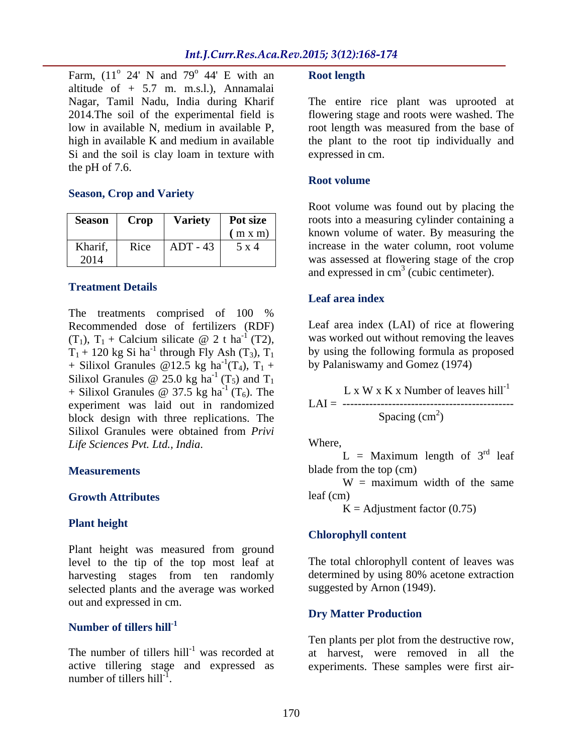Farm, ($11^o$ 24' N and $79^o$ 44' E with an altitude of + 5.7 m. m.s.l.), Annamalai Nagar, Tamil Nadu, India during Kharif 2014.The soil of the experimental field is low in available N, medium in available P, high in available K and medium in available Si and the soil is clay loam in texture with the pH of 7.6.

### Season, Crop and Variety

| Season | Crop | Variety | Pot size (m x m) |
|---|---|---|---|
| Kharif, 2014 | Rice | ADT - 43 | 5 x 4 |

### Treatment Details

The treatments comprised of 100 % Recommended dose of fertilizers (RDF) ($T_1$), $T_1$ + Calcium silicate @ 2 t ha$^{-1}$ (T2), $T_1$ + 120 kg Si ha$^{-1}$ through Fly Ash ($T_3$), $T_1$ + Silixol Granules @12.5 kg ha$^{-1}$($T_4$), $T_1$ + Silixol Granules @ 25.0 kg ha$^{-1}$ ($T_5$) and $T_1$ + Silixol Granules @ 37.5 kg ha$^{-1}$ ($T_6$). The experiment was laid out in randomized block design with three replications. The Silixol Granules were obtained from *Privi Life Sciences Pvt. Ltd., India*.

### Measurements

### Growth Attributes

### Plant height

Plant height was measured from ground level to the tip of the top most leaf at harvesting stages from ten randomly selected plants and the average was worked out and expressed in cm.

### Number of tillers hill$^{-1}$

The number of tillers hill$^{-1}$ was recorded at active tillering stage and expressed as number of tillers hill$^{-1}$.

### Root length

The entire rice plant was uprooted at flowering stage and roots were washed. The root length was measured from the base of the plant to the root tip individually and expressed in cm.

### Root volume

Root volume was found out by placing the roots into a measuring cylinder containing a known volume of water. By measuring the increase in the water column, root volume was assessed at flowering stage of the crop and expressed in cm$^3$ (cubic centimeter).

### Leaf area index

Leaf area index (LAI) of rice at flowering was worked out without removing the leaves by using the following formula as proposed by Palaniswamy and Gomez (1974)

$$LAI = \frac{L \times W \times K \times \text{Number of leaves hill}^{-1}}{\text{Spacing (cm}^2\text{)}}$$

Where,

L = Maximum length of 3$^{rd}$ leaf blade from the top (cm)

W = maximum width of the same leaf (cm)

K = Adjustment factor (0.75)

### Chlorophyll content

The total chlorophyll content of leaves was determined by using 80% acetone extraction suggested by Arnon (1949).

### Dry Matter Production

Ten plants per plot from the destructive row, at harvest, were removed in all the experiments. These samples were first air-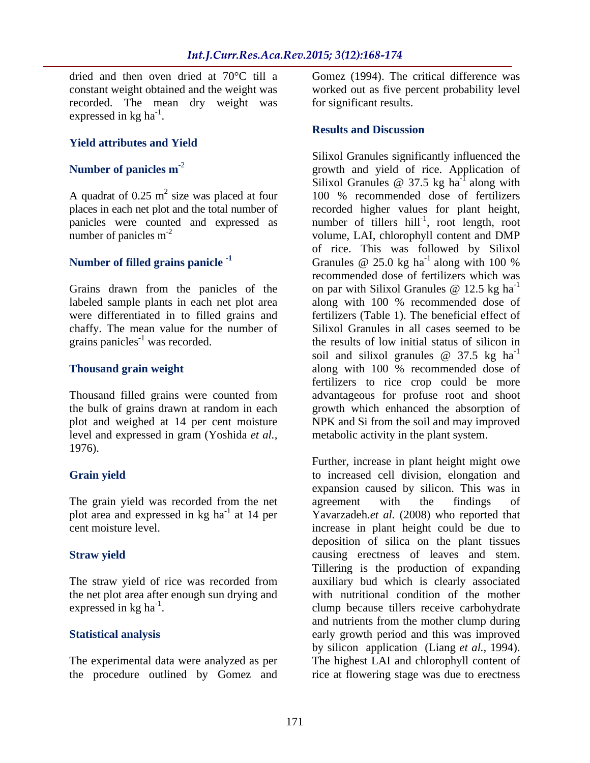dried and then oven dried at 70°C till a constant weight obtained and the weight was recorded. The mean dry weight was expressed in kg $ha^{-1}$.

### Yield attributes and Yield

### Number of panicles $m^{-2}$

A quadrat of 0.25 $m^2$ size was placed at four places in each net plot and the total number of panicles were counted and expressed as number of panicles $m^{-2}$

### Number of filled grains panicle $^{-1}$

Grains drawn from the panicles of the labeled sample plants in each net plot area were differentiated in to filled grains and chaffy. The mean value for the number of grains panicles$^{-1}$ was recorded.

### Thousand grain weight

Thousand filled grains were counted from the bulk of grains drawn at random in each plot and weighed at 14 per cent moisture level and expressed in gram (Yoshida *et al.*, 1976).

### Grain yield

The grain yield was recorded from the net plot area and expressed in kg $ha^{-1}$ at 14 per cent moisture level.

### Straw yield

The straw yield of rice was recorded from the net plot area after enough sun drying and expressed in kg $ha^{-1}$.

### Statistical analysis

The experimental data were analyzed as per the procedure outlined by Gomez and Gomez (1994). The critical difference was worked out as five percent probability level for significant results.

## Results and Discussion

Silixol Granules significantly influenced the growth and yield of rice. Application of Silixol Granules @ 37.5 kg $ha^{-1}$ along with 100 % recommended dose of fertilizers recorded higher values for plant height, number of tillers hill$^{-1}$, root length, root volume, LAI, chlorophyll content and DMP of rice. This was followed by Silixol Granules @ 25.0 kg $ha^{-1}$ along with 100 % recommended dose of fertilizers which was on par with Silixol Granules @ 12.5 kg $ha^{-1}$ along with 100 % recommended dose of fertilizers (Table 1). The beneficial effect of Silixol Granules in all cases seemed to be the results of low initial status of silicon in soil and silixol granules @ 37.5 kg $ha^{-1}$ along with 100 % recommended dose of fertilizers to rice crop could be more advantageous for profuse root and shoot growth which enhanced the absorption of NPK and Si from the soil and may improved metabolic activity in the plant system.

Further, increase in plant height might owe to increased cell division, elongation and expansion caused by silicon. This was in agreement with the findings of Yavarzadeh.*et al.* (2008) who reported that increase in plant height could be due to deposition of silica on the plant tissues causing erectness of leaves and stem. Tillering is the production of expanding auxiliary bud which is clearly associated with nutritional condition of the mother clump because tillers receive carbohydrate and nutrients from the mother clump during early growth period and this was improved by silicon application (Liang *et al.*, 1994). The highest LAI and chlorophyll content of rice at flowering stage was due to erectness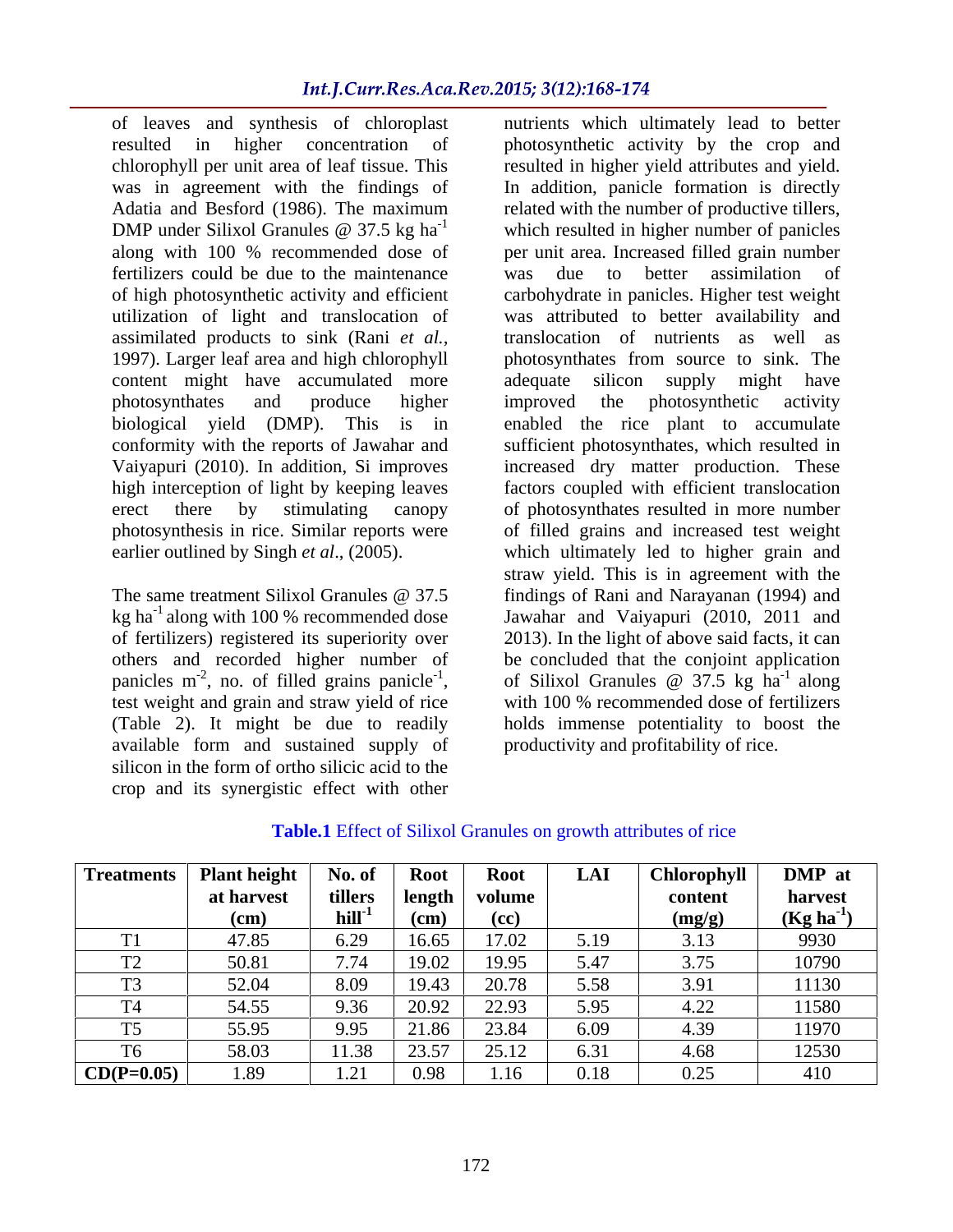of leaves and synthesis of chloroplast resulted in higher concentration of chlorophyll per unit area of leaf tissue. This was in agreement with the findings of Adatia and Besford (1986). The maximum DMP under Silixol Granules @ 37.5 kg $ha^{-1}$ along with 100 % recommended dose of fertilizers could be due to the maintenance of high photosynthetic activity and efficient utilization of light and translocation of assimilated products to sink (Rani *et al.*, 1997). Larger leaf area and high chlorophyll content might have accumulated more photosynthates and produce higher biological yield (DMP). This is in conformity with the reports of Jawahar and Vaiyapuri (2010). In addition, Si improves high interception of light by keeping leaves erect there by stimulating canopy photosynthesis in rice. Similar reports were earlier outlined by Singh *et al*., (2005).

The same treatment Silixol Granules @ 37.5 kg $ha^{-1}$ along with 100 % recommended dose of fertilizers) registered its superiority over others and recorded higher number of panicles $m^{-2}$, no. of filled grains $panicle^{-1}$, test weight and grain and straw yield of rice (Table 2). It might be due to readily available form and sustained supply of silicon in the form of ortho silicic acid to the crop and its synergistic effect with other nutrients which ultimately lead to better photosynthetic activity by the crop and resulted in higher yield attributes and yield. In addition, panicle formation is directly related with the number of productive tillers, which resulted in higher number of panicles per unit area. Increased filled grain number was due to better assimilation of carbohydrate in panicles. Higher test weight was attributed to better availability and translocation of nutrients as well as photosynthates from source to sink. The adequate silicon supply might have improved the photosynthetic activity enabled the rice plant to accumulate sufficient photosynthates, which resulted in increased dry matter production. These factors coupled with efficient translocation of photosynthates resulted in more number of filled grains and increased test weight which ultimately led to higher grain and straw yield. This is in agreement with the findings of Rani and Narayanan (1994) and Jawahar and Vaiyapuri (2010, 2011 and 2013). In the light of above said facts, it can be concluded that the conjoint application of Silixol Granules @ 37.5 kg $ha^{-1}$ along with 100 % recommended dose of fertilizers holds immense potentiality to boost the productivity and profitability of rice.

**Table.1** Effect of Silixol Granules on growth attributes of rice

| Treatments | Plant height at harvest (cm) | No. of tillers $hill^{-1}$ | Root length (cm) | Root volume (cc) | LAI | Chlorophyll content (mg/g) | DMP at harvest (Kg $ha^{-1}$) |
|---|---|---|---|---|---|---|---|
| T1 | 47.85 | 6.29 | 16.65 | 17.02 | 5.19 | 3.13 | 9930 |
| T2 | 50.81 | 7.74 | 19.02 | 19.95 | 5.47 | 3.75 | 10790 |
| T3 | 52.04 | 8.09 | 19.43 | 20.78 | 5.58 | 3.91 | 11130 |
| T4 | 54.55 | 9.36 | 20.92 | 22.93 | 5.95 | 4.22 | 11580 |
| T5 | 55.95 | 9.95 | 21.86 | 23.84 | 6.09 | 4.39 | 11970 |
| T6 | 58.03 | 11.38 | 23.57 | 25.12 | 6.31 | 4.68 | 12530 |
| CD(P=0.05) | 1.89 | 1.21 | 0.98 | 1.16 | 0.18 | 0.25 | 410 |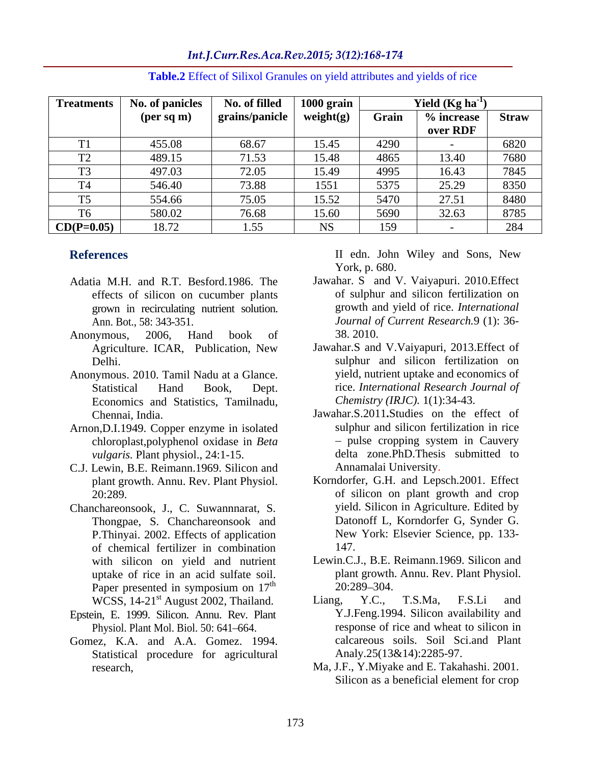**Table.2** Effect of Silixol Granules on yield attributes and yields of rice

| Treatments | No. of panicles (per sq m) | No. of filled grains/panicle | 1000 grain weight(g) | Yield (Kg ha$^{-1}$) | | |
|---|---|---|---|---|---|---|
| | | | | Grain | % increase over RDF | Straw |
| T1 | 455.08 | 68.67 | 15.45 | 4290 | - | 6820 |
| T2 | 489.15 | 71.53 | 15.48 | 4865 | 13.40 | 7680 |
| T3 | 497.03 | 72.05 | 15.49 | 4995 | 16.43 | 7845 |
| T4 | 546.40 | 73.88 | 1551 | 5375 | 25.29 | 8350 |
| T5 | 554.66 | 75.05 | 15.52 | 5470 | 27.51 | 8480 |
| T6 | 580.02 | 76.68 | 15.60 | 5690 | 32.63 | 8785 |
| CD(P=0.05) | 18.72 | 1.55 | NS | 159 | - | 284 |

## References

- Adatia M.H. and R.T. Besford.1986. The effects of silicon on cucumber plants grown in recirculating nutrient solution. Ann. Bot., 58: 343-351.
- Anonymous, 2006, Hand book of Agriculture. ICAR, Publication, New Delhi.
- Anonymous. 2010. Tamil Nadu at a Glance. Statistical Hand Book, Dept. Economics and Statistics, Tamilnadu, Chennai, India.
- Arnon,D.I.1949. Copper enzyme in isolated chloroplast,polyphenol oxidase in *Beta vulgaris.* Plant physiol., 24:1-15.
- C.J. Lewin, B.E. Reimann.1969. Silicon and plant growth. Annu. Rev. Plant Physiol. 20:289.
- Chanchareonsook, J., C. Suwannnarat, S. Thongpae, S. Chanchareonsook and P.Thinyai. 2002. Effects of application of chemical fertilizer in combination with silicon on yield and nutrient uptake of rice in an acid sulfate soil. Paper presented in symposium on 17th WCSS, 14-21st August 2002, Thailand.
- Epstein, E. 1999. Silicon. Annu. Rev. Plant Physiol. Plant Mol. Biol. 50: 641–664.
- Gomez, K.A. and A.A. Gomez. 1994. Statistical procedure for agricultural research, II edn. John Wiley and Sons, New York, p. 680.
- Jawahar. S and V. Vaiyapuri. 2010.Effect of sulphur and silicon fertilization on growth and yield of rice. *International Journal of Current Research.*9 (1): 36-38. 2010.
- Jawahar.S and V.Vaiyapuri, 2013.Effect of sulphur and silicon fertilization on yield, nutrient uptake and economics of rice. *International Research Journal of Chemistry (IRJC).* 1(1):34-43.
- Jawahar.S.2011**.**Studies on the effect of sulphur and silicon fertilization in rice – pulse cropping system in Cauvery delta zone.PhD.Thesis submitted to Annamalai University.
- Korndorfer, G.H. and Lepsch.2001. Effect of silicon on plant growth and crop yield. Silicon in Agriculture. Edited by Datonoff L, Korndorfer G, Synder G. New York: Elsevier Science, pp. 133-147.
- Lewin.C.J., B.E. Reimann.1969. Silicon and plant growth. Annu. Rev. Plant Physiol. 20:289–304.
- Liang, Y.C., T.S.Ma, F.S.Li and Y.J.Feng.1994. Silicon availability and response of rice and wheat to silicon in calcareous soils. Soil Sci.and Plant Analy.25(13&14):2285-97.
- Ma, J.F., Y.Miyake and E. Takahashi. 2001. Silicon as a beneficial element for crop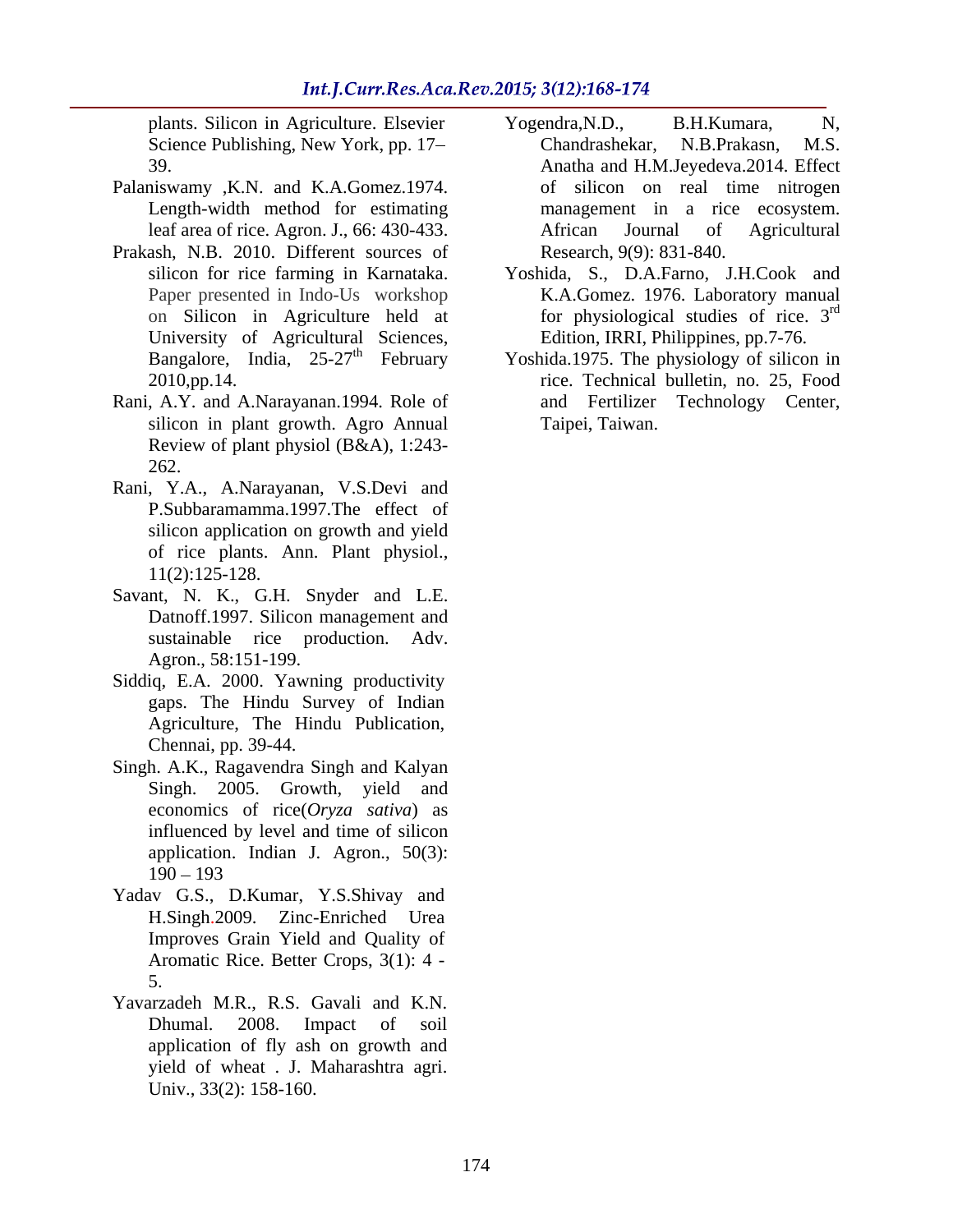plants. Silicon in Agriculture. Elsevier Science Publishing, New York, pp. 17–39.

Palaniswamy ,K.N. and K.A.Gomez.1974. Length-width method for estimating leaf area of rice. Agron. J., 66: 430-433.

Prakash, N.B. 2010. Different sources of silicon for rice farming in Karnataka. Paper presented in Indo-Us workshop on Silicon in Agriculture held at University of Agricultural Sciences, Bangalore, India, 25-27th February 2010,pp.14.

Rani, A.Y. and A.Narayanan.1994. Role of silicon in plant growth. Agro Annual Review of plant physiol (B&A), 1:243-262.

Rani, Y.A., A.Narayanan, V.S.Devi and P.Subbaramamma.1997.The effect of silicon application on growth and yield of rice plants. Ann. Plant physiol., 11(2):125-128.

Savant, N. K., G.H. Snyder and L.E. Datnoff.1997. Silicon management and sustainable rice production. Adv. Agron., 58:151-199.

Siddiq, E.A. 2000. Yawning productivity gaps. The Hindu Survey of Indian Agriculture, The Hindu Publication, Chennai, pp. 39-44.

Singh. A.K., Ragavendra Singh and Kalyan Singh. 2005. Growth, yield and economics of rice(*Oryza sativa*) as influenced by level and time of silicon application. Indian J. Agron., 50(3): 190 – 193

Yadav G.S., D.Kumar, Y.S.Shivay and H.Singh.2009. Zinc-Enriched Urea Improves Grain Yield and Quality of Aromatic Rice. Better Crops, 3(1): 4 - 5.

Yavarzadeh M.R., R.S. Gavali and K.N. Dhumal. 2008. Impact of soil application of fly ash on growth and yield of wheat . J. Maharashtra agri. Univ., 33(2): 158-160.

Yogendra,N.D., B.H.Kumara, N, Chandrashekar, N.B.Prakasn, M.S. Anatha and H.M.Jeyedeva.2014. Effect of silicon on real time nitrogen management in a rice ecosystem. African Journal of Agricultural Research, 9(9): 831-840.

Yoshida, S., D.A.Farno, J.H.Cook and K.A.Gomez. 1976. Laboratory manual for physiological studies of rice. 3rd Edition, IRRI, Philippines, pp.7-76.

Yoshida.1975. The physiology of silicon in rice. Technical bulletin, no. 25, Food and Fertilizer Technology Center, Taipei, Taiwan.